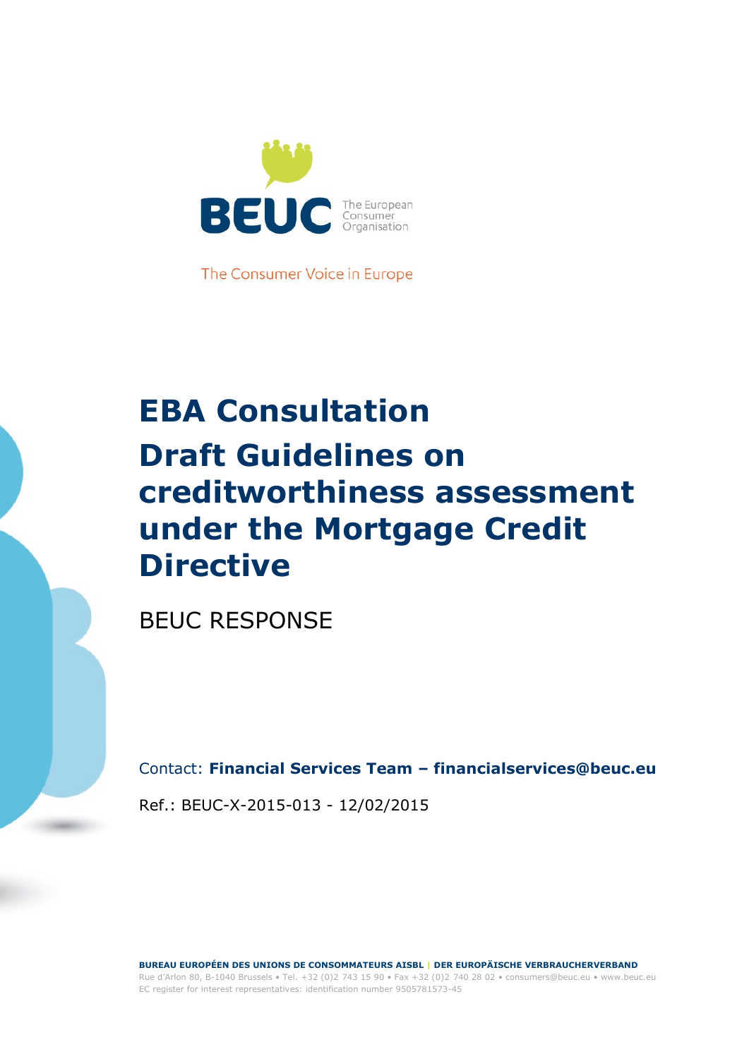BEUC The European Consumer Organisation

The Consumer Voice in Europe

# EBA Consultation

# Draft Guidelines on creditworthiness assessment under the Mortgage Credit Directive

BEUC RESPONSE

Contact: **Financial Services Team – financialservices@beuc.eu**

Ref.: BEUC-X-2015-013 - 12/02/2015

**BUREAU EUROPÉEN DES UNIONS DE CONSOMMATEURS AISBL | DER EUROPÄISCHE VERBRAUCHERVERBAND**

Rue d'Arlon 80, B-1040 Brussels • Tel. +32 (0)2 743 15 90 • Fax +32 (0)2 740 28 02 • consumers@beuc.eu • www.beuc.eu

EC register for interest representatives: identification number 9505781573-45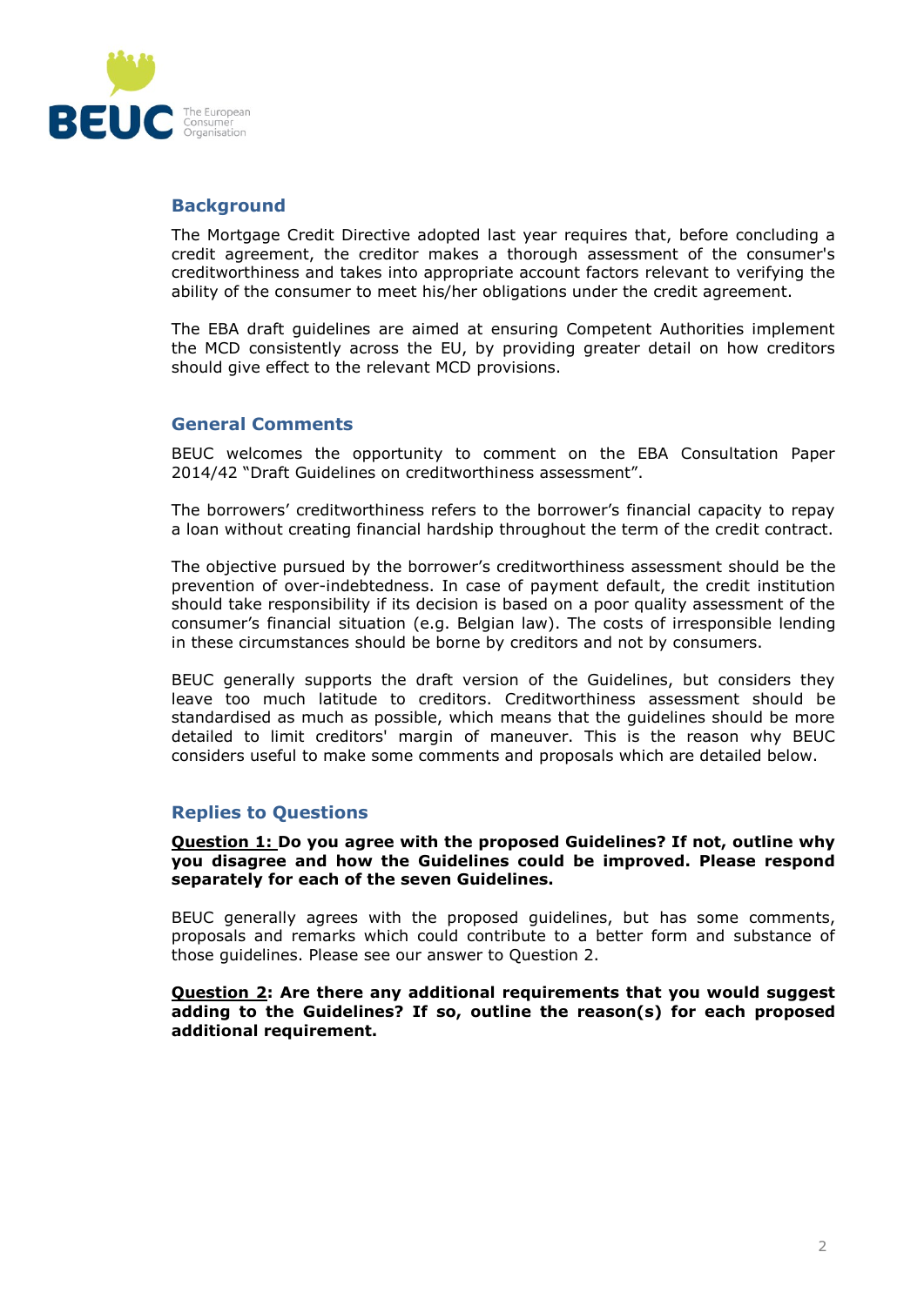## Background

The Mortgage Credit Directive adopted last year requires that, before concluding a credit agreement, the creditor makes a thorough assessment of the consumer's creditworthiness and takes into appropriate account factors relevant to verifying the ability of the consumer to meet his/her obligations under the credit agreement.

The EBA draft guidelines are aimed at ensuring Competent Authorities implement the MCD consistently across the EU, by providing greater detail on how creditors should give effect to the relevant MCD provisions.

## General Comments

BEUC welcomes the opportunity to comment on the EBA Consultation Paper 2014/42 "Draft Guidelines on creditworthiness assessment".

The borrowers' creditworthiness refers to the borrower's financial capacity to repay a loan without creating financial hardship throughout the term of the credit contract.

The objective pursued by the borrower's creditworthiness assessment should be the prevention of over-indebtedness. In case of payment default, the credit institution should take responsibility if its decision is based on a poor quality assessment of the consumer's financial situation (e.g. Belgian law). The costs of irresponsible lending in these circumstances should be borne by creditors and not by consumers.

BEUC generally supports the draft version of the Guidelines, but considers they leave too much latitude to creditors. Creditworthiness assessment should be standardised as much as possible, which means that the guidelines should be more detailed to limit creditors' margin of maneuver. This is the reason why BEUC considers useful to make some comments and proposals which are detailed below.

## Replies to Questions

**Question 1: Do you agree with the proposed Guidelines? If not, outline why you disagree and how the Guidelines could be improved. Please respond separately for each of the seven Guidelines.**

BEUC generally agrees with the proposed guidelines, but has some comments, proposals and remarks which could contribute to a better form and substance of those guidelines. Please see our answer to Question 2.

**Question 2: Are there any additional requirements that you would suggest adding to the Guidelines? If so, outline the reason(s) for each proposed additional requirement.**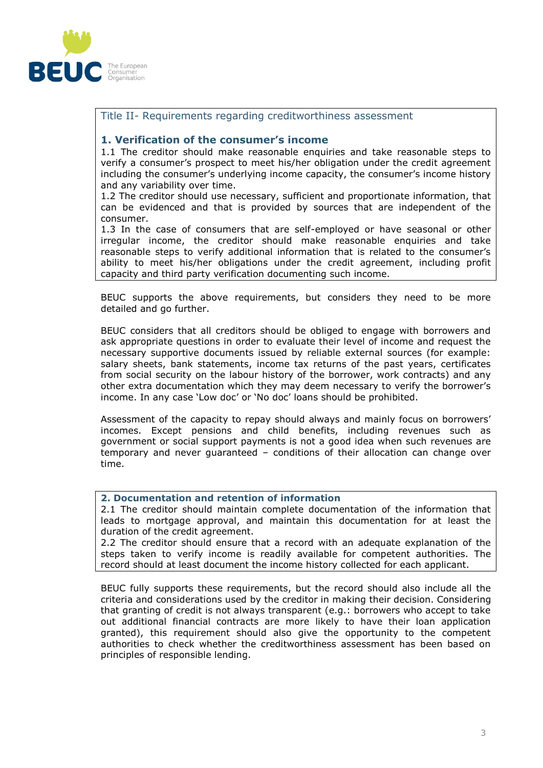Title II- Requirements regarding creditworthiness assessment

### 1. Verification of the consumer's income

1.1 The creditor should make reasonable enquiries and take reasonable steps to verify a consumer's prospect to meet his/her obligation under the credit agreement including the consumer's underlying income capacity, the consumer's income history and any variability over time.
1.2 The creditor should use necessary, sufficient and proportionate information, that can be evidenced and that is provided by sources that are independent of the consumer.
1.3 In the case of consumers that are self-employed or have seasonal or other irregular income, the creditor should make reasonable enquiries and take reasonable steps to verify additional information that is related to the consumer's ability to meet his/her obligations under the credit agreement, including profit capacity and third party verification documenting such income.

BEUC supports the above requirements, but considers they need to be more detailed and go further.

BEUC considers that all creditors should be obliged to engage with borrowers and ask appropriate questions in order to evaluate their level of income and request the necessary supportive documents issued by reliable external sources (for example: salary sheets, bank statements, income tax returns of the past years, certificates from social security on the labour history of the borrower, work contracts) and any other extra documentation which they may deem necessary to verify the borrower's income. In any case 'Low doc' or 'No doc' loans should be prohibited.

Assessment of the capacity to repay should always and mainly focus on borrowers' incomes. Except pensions and child benefits, including revenues such as government or social support payments is not a good idea when such revenues are temporary and never guaranteed – conditions of their allocation can change over time.

### 2. Documentation and retention of information

2.1 The creditor should maintain complete documentation of the information that leads to mortgage approval, and maintain this documentation for at least the duration of the credit agreement.
2.2 The creditor should ensure that a record with an adequate explanation of the steps taken to verify income is readily available for competent authorities. The record should at least document the income history collected for each applicant.

BEUC fully supports these requirements, but the record should also include all the criteria and considerations used by the creditor in making their decision. Considering that granting of credit is not always transparent (e.g.: borrowers who accept to take out additional financial contracts are more likely to have their loan application granted), this requirement should also give the opportunity to the competent authorities to check whether the creditworthiness assessment has been based on principles of responsible lending.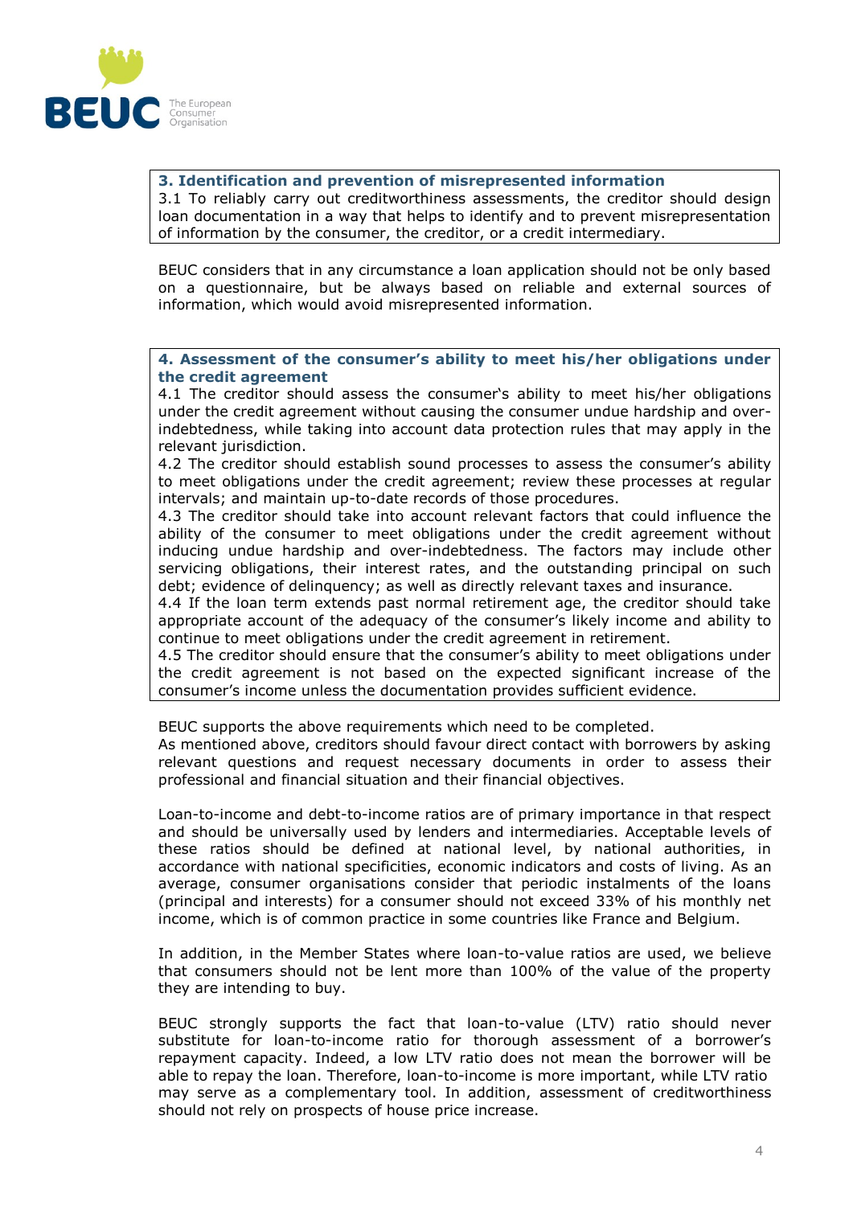**3. Identification and prevention of misrepresented information**

3.1 To reliably carry out creditworthiness assessments, the creditor should design loan documentation in a way that helps to identify and to prevent misrepresentation of information by the consumer, the creditor, or a credit intermediary.

BEUC considers that in any circumstance a loan application should not be only based on a questionnaire, but be always based on reliable and external sources of information, which would avoid misrepresented information.

**4. Assessment of the consumer's ability to meet his/her obligations under the credit agreement**

4.1 The creditor should assess the consumer's ability to meet his/her obligations under the credit agreement without causing the consumer undue hardship and over-indebtedness, while taking into account data protection rules that may apply in the relevant jurisdiction.

4.2 The creditor should establish sound processes to assess the consumer's ability to meet obligations under the credit agreement; review these processes at regular intervals; and maintain up-to-date records of those procedures.

4.3 The creditor should take into account relevant factors that could influence the ability of the consumer to meet obligations under the credit agreement without inducing undue hardship and over-indebtedness. The factors may include other servicing obligations, their interest rates, and the outstanding principal on such debt; evidence of delinquency; as well as directly relevant taxes and insurance.

4.4 If the loan term extends past normal retirement age, the creditor should take appropriate account of the adequacy of the consumer's likely income and ability to continue to meet obligations under the credit agreement in retirement.

4.5 The creditor should ensure that the consumer's ability to meet obligations under the credit agreement is not based on the expected significant increase of the consumer's income unless the documentation provides sufficient evidence.

BEUC supports the above requirements which need to be completed.
As mentioned above, creditors should favour direct contact with borrowers by asking relevant questions and request necessary documents in order to assess their professional and financial situation and their financial objectives.

Loan-to-income and debt-to-income ratios are of primary importance in that respect and should be universally used by lenders and intermediaries. Acceptable levels of these ratios should be defined at national level, by national authorities, in accordance with national specificities, economic indicators and costs of living. As an average, consumer organisations consider that periodic instalments of the loans (principal and interests) for a consumer should not exceed 33% of his monthly net income, which is of common practice in some countries like France and Belgium.

In addition, in the Member States where loan-to-value ratios are used, we believe that consumers should not be lent more than 100% of the value of the property they are intending to buy.

BEUC strongly supports the fact that loan-to-value (LTV) ratio should never substitute for loan-to-income ratio for thorough assessment of a borrower's repayment capacity. Indeed, a low LTV ratio does not mean the borrower will be able to repay the loan. Therefore, loan-to-income is more important, while LTV ratio may serve as a complementary tool. In addition, assessment of creditworthiness should not rely on prospects of house price increase.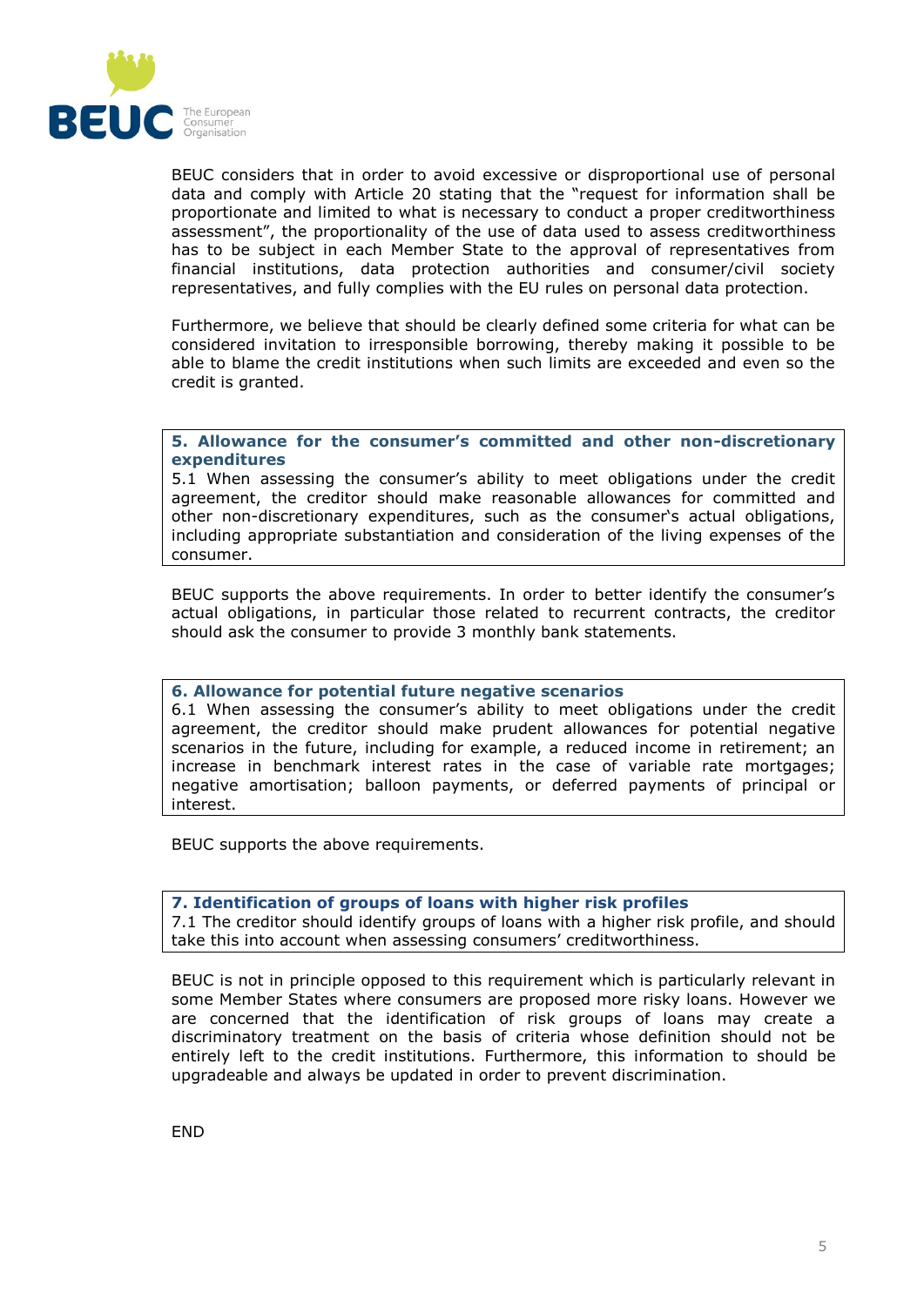BEUC considers that in order to avoid excessive or disproportional use of personal data and comply with Article 20 stating that the "request for information shall be proportionate and limited to what is necessary to conduct a proper creditworthiness assessment", the proportionality of the use of data used to assess creditworthiness has to be subject in each Member State to the approval of representatives from financial institutions, data protection authorities and consumer/civil society representatives, and fully complies with the EU rules on personal data protection.

Furthermore, we believe that should be clearly defined some criteria for what can be considered invitation to irresponsible borrowing, thereby making it possible to be able to blame the credit institutions when such limits are exceeded and even so the credit is granted.

**5. Allowance for the consumer's committed and other non-discretionary expenditures**

5.1 When assessing the consumer's ability to meet obligations under the credit agreement, the creditor should make reasonable allowances for committed and other non-discretionary expenditures, such as the consumer's actual obligations, including appropriate substantiation and consideration of the living expenses of the consumer.

BEUC supports the above requirements. In order to better identify the consumer's actual obligations, in particular those related to recurrent contracts, the creditor should ask the consumer to provide 3 monthly bank statements.

**6. Allowance for potential future negative scenarios**

6.1 When assessing the consumer's ability to meet obligations under the credit agreement, the creditor should make prudent allowances for potential negative scenarios in the future, including for example, a reduced income in retirement; an increase in benchmark interest rates in the case of variable rate mortgages; negative amortisation; balloon payments, or deferred payments of principal or interest.

BEUC supports the above requirements.

**7. Identification of groups of loans with higher risk profiles**

7.1 The creditor should identify groups of loans with a higher risk profile, and should take this into account when assessing consumers' creditworthiness.

BEUC is not in principle opposed to this requirement which is particularly relevant in some Member States where consumers are proposed more risky loans. However we are concerned that the identification of risk groups of loans may create a discriminatory treatment on the basis of criteria whose definition should not be entirely left to the credit institutions. Furthermore, this information to should be upgradeable and always be updated in order to prevent discrimination.

END